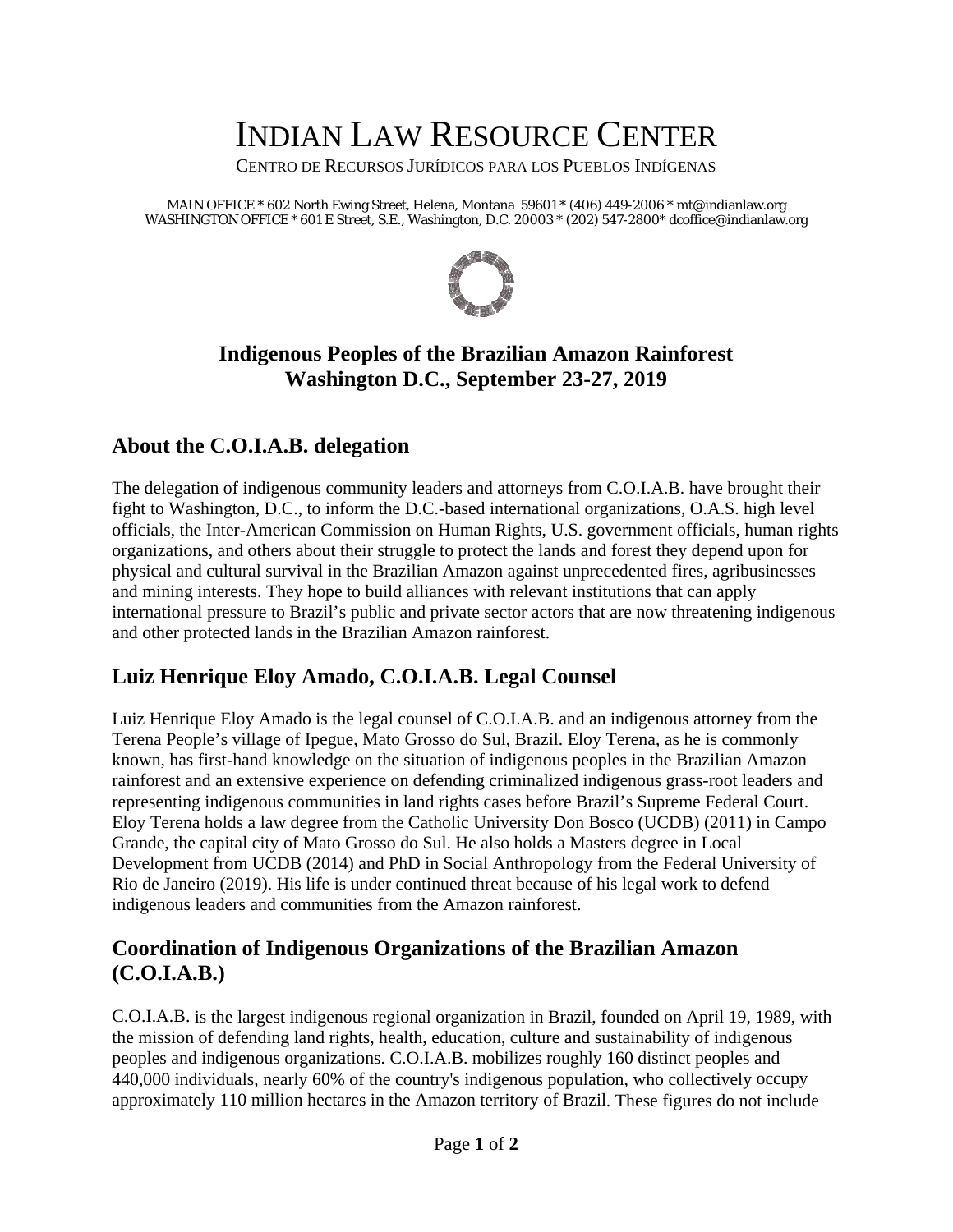# Indian Law Resource Center

Centro de Recursos Jurídicos para los Pueblos Indígenas

MAIN OFFICE * 602 North Ewing Street, Helena, Montana 59601 * (406) 449-2006 * mt@indianlaw.org
WASHINGTON OFFICE * 601 E Street, S.E., Washington, D.C. 20003 * (202) 547-2800* dcoffice@indianlaw.org

**Indigenous Peoples of the Brazilian Amazon Rainforest**
**Washington D.C., September 23-27, 2019**

## About the C.O.I.A.B. delegation

The delegation of indigenous community leaders and attorneys from C.O.I.A.B. have brought their fight to Washington, D.C., to inform the D.C.-based international organizations, O.A.S. high level officials, the Inter-American Commission on Human Rights, U.S. government officials, human rights organizations, and others about their struggle to protect the lands and forest they depend upon for physical and cultural survival in the Brazilian Amazon against unprecedented fires, agribusinesses and mining interests. They hope to build alliances with relevant institutions that can apply international pressure to Brazil's public and private sector actors that are now threatening indigenous and other protected lands in the Brazilian Amazon rainforest.

## Luiz Henrique Eloy Amado, C.O.I.A.B. Legal Counsel

Luiz Henrique Eloy Amado is the legal counsel of C.O.I.A.B. and an indigenous attorney from the Terena People's village of Ipegue, Mato Grosso do Sul, Brazil. Eloy Terena, as he is commonly known, has first-hand knowledge on the situation of indigenous peoples in the Brazilian Amazon rainforest and an extensive experience on defending criminalized indigenous grass-root leaders and representing indigenous communities in land rights cases before Brazil's Supreme Federal Court. Eloy Terena holds a law degree from the Catholic University Don Bosco (UCDB) (2011) in Campo Grande, the capital city of Mato Grosso do Sul. He also holds a Masters degree in Local Development from UCDB (2014) and PhD in Social Anthropology from the Federal University of Rio de Janeiro (2019). His life is under continued threat because of his legal work to defend indigenous leaders and communities from the Amazon rainforest.

## Coordination of Indigenous Organizations of the Brazilian Amazon (C.O.I.A.B.)

C.O.I.A.B. is the largest indigenous regional organization in Brazil, founded on April 19, 1989, with the mission of defending land rights, health, education, culture and sustainability of indigenous peoples and indigenous organizations. C.O.I.A.B. mobilizes roughly 160 distinct peoples and 440,000 individuals, nearly 60% of the country's indigenous population, who collectively occupy approximately 110 million hectares in the Amazon territory of Brazil. These figures do not include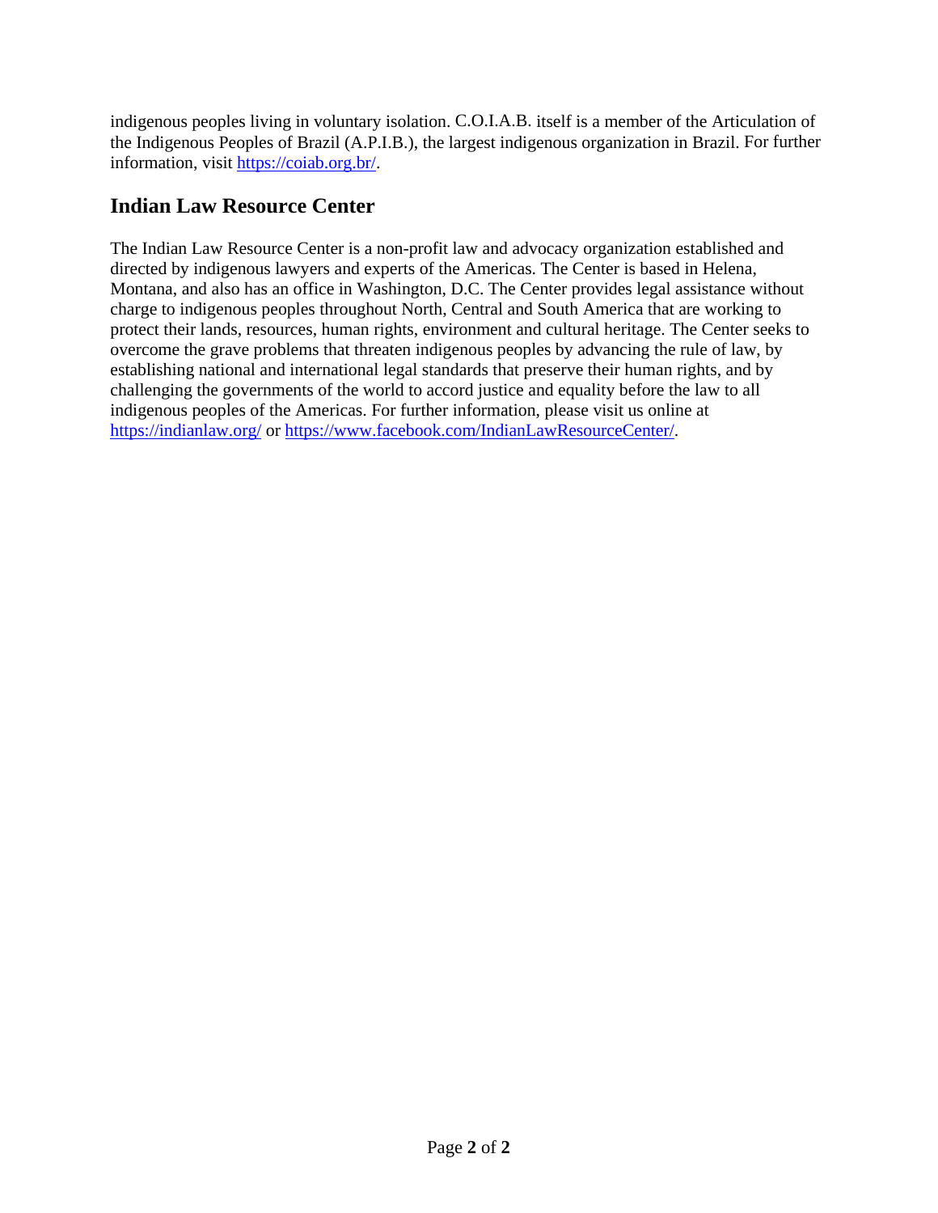indigenous peoples living in voluntary isolation. C.O.I.A.B. itself is a member of the Articulation of the Indigenous Peoples of Brazil (A.P.I.B.), the largest indigenous organization in Brazil. For further information, visit https://coiab.org.br/.

## Indian Law Resource Center

The Indian Law Resource Center is a non-profit law and advocacy organization established and directed by indigenous lawyers and experts of the Americas. The Center is based in Helena, Montana, and also has an office in Washington, D.C. The Center provides legal assistance without charge to indigenous peoples throughout North, Central and South America that are working to protect their lands, resources, human rights, environment and cultural heritage. The Center seeks to overcome the grave problems that threaten indigenous peoples by advancing the rule of law, by establishing national and international legal standards that preserve their human rights, and by challenging the governments of the world to accord justice and equality before the law to all indigenous peoples of the Americas. For further information, please visit us online at https://indianlaw.org/ or https://www.facebook.com/IndianLawResourceCenter/.